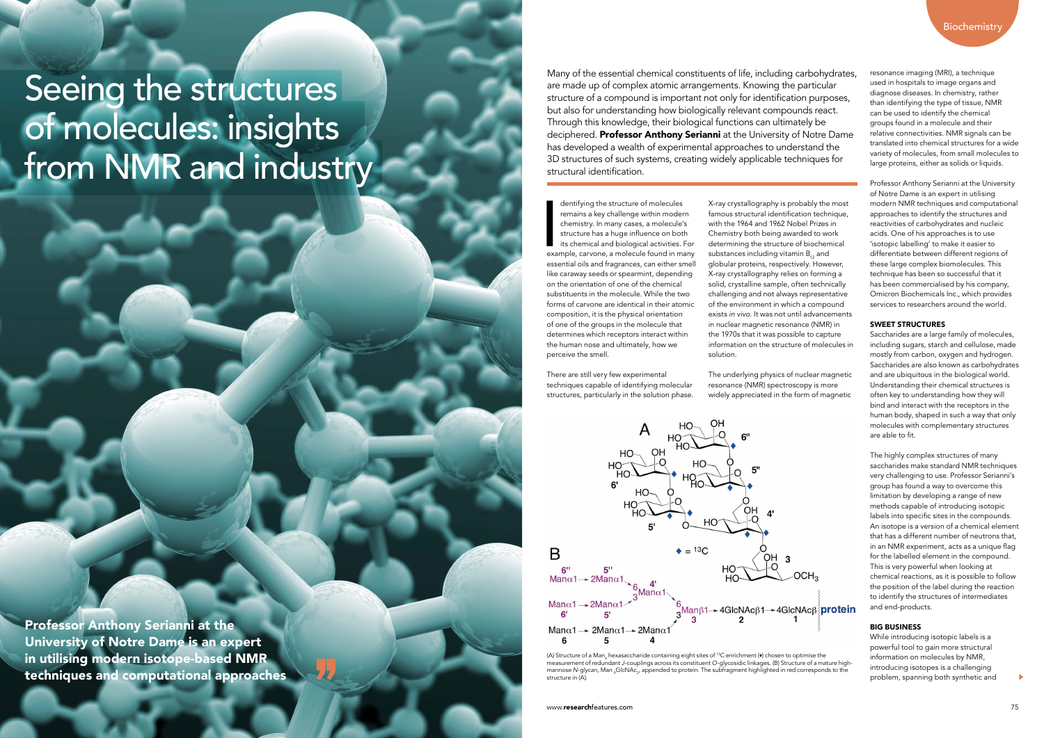# Seeing the structures of molecules: insights from NMR and industry

**Professor Anthony Serianni at the University of Notre Dame is an expert in utilising modern isotope-based NMR techniques and computational approaches**

Many of the essential chemical constituents of life, including carbohydrates, are made up of complex atomic arrangements. Knowing the particular structure of a compound is important not only for identification purposes, but also for understanding how biologically relevant compounds react. Through this knowledge, their biological functions can ultimately be deciphered. **Professor Anthony Serianni** at the University of Notre Dame has developed a wealth of experimental approaches to understand the 3D structures of such systems, creating widely applicable techniques for structural identification.

Identifying the structure of molecules remains a key challenge within modern chemistry. In many cases, a molecule's structure has a huge influence on both its chemical and biological activities. For example, carvone, a molecule found in many essential oils and fragrances, can either smell like caraway seeds or spearmint, depending on the orientation of one of the chemical substituents in the molecule. While the two forms of carvone are identical in their atomic composition, it is the physical orientation of one of the groups in the molecule that determines which receptors interact within the human nose and ultimately, how we perceive the smell.

There are still very few experimental techniques capable of identifying molecular structures, particularly in the solution phase. X-ray crystallography is probably the most famous structural identification technique, with the 1964 and 1962 Nobel Prizes in Chemistry both being awarded to work determining the structure of biochemical substances including vitamin $B_{12}$ and globular proteins, respectively. However, X-ray crystallography relies on forming a solid, crystalline sample, often technically challenging and not always representative of the environment in which a compound exists *in vivo*. It was not until advancements in nuclear magnetic resonance (NMR) in the 1970s that it was possible to capture information on the structure of molecules in solution.

The underlying physics of nuclear magnetic resonance (NMR) spectroscopy is more widely appreciated in the form of magnetic resonance imaging (MRI), a technique used in hospitals to image organs and diagnose diseases. In chemistry, rather than identifying the type of tissue, NMR can be used to identify the chemical groups found in a molecule and their relative connectivities. NMR signals can be translated into chemical structures for a wide variety of molecules, from small molecules to large proteins, either as solids or liquids.

(A) Structure of a $Man_6$ hexasaccharide containing eight sites of $^{13}C$ enrichment (♦) chosen to optimise the measurement of redundant J-couplings across its constituent O-glycosidic linkages. (B) Structure of a mature high-mannose N-glycan, $Man_9GlcNAc_2$, appended to protein. The subfragment highlighted in red corresponds to the structure in (A).

Professor Anthony Serianni at the University of Notre Dame is an expert in utilising modern NMR techniques and computational approaches to identify the structures and reactivities of carbohydrates and nucleic acids. One of his approaches is to use 'isotopic labelling' to make it easier to differentiate between different regions of these large complex biomolecules. This technique has been so successful that it has been commercialised by his company, Omicron Biochemicals Inc., which provides services to researchers around the world.

## SWEET STRUCTURES

Saccharides are a large family of molecules, including sugars, starch and cellulose, made mostly from carbon, oxygen and hydrogen. Saccharides are also known as carbohydrates and are ubiquitous in the biological world. Understanding their chemical structures is often key to understanding how they will bind and interact with the receptors in the human body, shaped in such a way that only molecules with complementary structures are able to fit.

The highly complex structures of many saccharides make standard NMR techniques very challenging to use. Professor Serianni's group has found a way to overcome this limitation by developing a range of new methods capable of introducing isotopic labels into specific sites in the compounds. An isotope is a version of a chemical element that has a different number of neutrons that, in an NMR experiment, acts as a unique flag for the labelled element in the compound. This is very powerful when looking at chemical reactions, as it is possible to follow the position of the label during the reaction to identify the structures of intermediates and end-products.

## BIG BUSINESS

While introducing isotopic labels is a powerful tool to gain more structural information on molecules by NMR, introducing isotopes is a challenging problem, spanning both synthetic and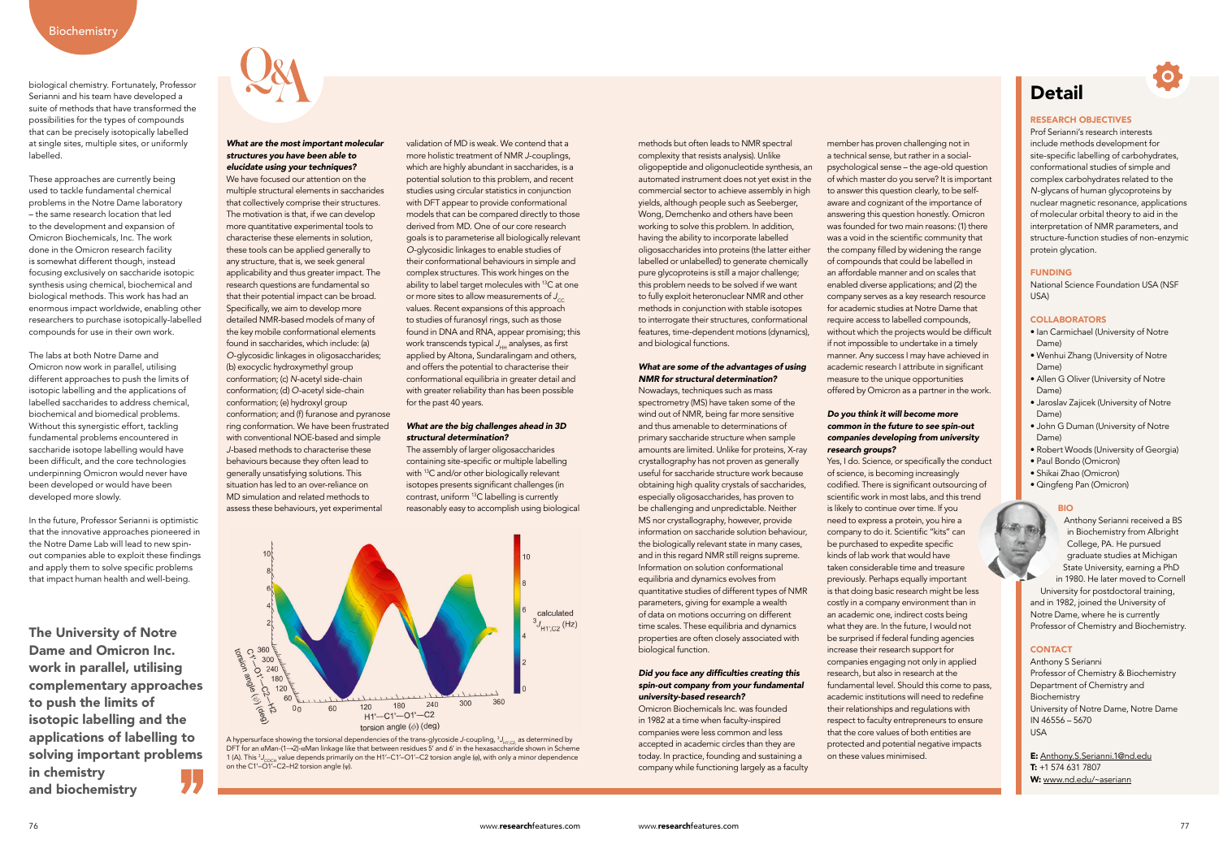biological chemistry. Fortunately, Professor Serianni and his team have developed a suite of methods that have transformed the possibilities for the types of compounds that can be precisely isotopically labelled at single sites, multiple sites, or uniformly labelled.

These approaches are currently being used to tackle fundamental chemical problems in the Notre Dame laboratory – the same research location that led to the development and expansion of Omicron Biochemicals, Inc. The work done in the Omicron research facility is somewhat different though, instead focusing exclusively on saccharide isotopic synthesis using chemical, biochemical and biological methods. This work has had an enormous impact worldwide, enabling other researchers to purchase isotopically-labelled compounds for use in their own work.

The labs at both Notre Dame and Omicron now work in parallel, utilising different approaches to push the limits of isotopic labelling and the applications of labelled saccharides to address chemical, biochemical and biomedical problems. Without this synergistic effort, tackling fundamental problems encountered in saccharide isotope labelling would have been difficult, and the core technologies underpinning Omicron would never have been developed or would have been developed more slowly.

In the future, Professor Serianni is optimistic that the innovative approaches pioneered in the Notre Dame Lab will lead to new spin-out companies able to exploit these findings and apply them to solve specific problems that impact human health and well-being.

**The University of Notre Dame and Omicron Inc. work in parallel, utilising complementary approaches to push the limits of isotopic labelling and the applications of labelling to solving important problems in chemistry and biochemistry**

# Q&A

***What are the most important molecular structures you have been able to elucidate using your techniques?***

We have focused our attention on the multiple structural elements in saccharides that collectively comprise their structures. The motivation is that, if we can develop more quantitative experimental tools to characterise these elements in solution, these tools can be applied generally to any structure, that is, we seek general applicability and thus greater impact. The research questions are fundamental so that their potential impact can be broad. Specifically, we aim to develop more detailed NMR-based models of many of the key mobile conformational elements found in saccharides, which include: (a) *O*-glycosidic linkages in oligosaccharides; (b) exocyclic hydroxymethyl group conformation; (c) N-acetyl side-chain conformation; (d) O-acetyl side-chain conformation; (e) hydroxyl group conformation; and (f) furanose and pyranose ring conformation. We have been frustrated with conventional NOE-based and simple *J*-based methods to characterise these behaviours because they often lead to generally unsatisfying solutions. This situation has led to an over-reliance on MD simulation and related methods to assess these behaviours, yet experimental validation of MD is weak. We contend that a more holistic treatment of NMR *J*-couplings, which are highly abundant in saccharides, is a potential solution to this problem, and recent studies using circular statistics in conjunction with DFT appear to provide conformational models that can be compared directly to those derived from MD. One of our core research goals is to parameterise all biologically relevant *O*-glycosidic linkages to enable studies of their conformational behaviours in simple and complex structures. This work hinges on the ability to label target molecules with $^{13}C$ at one or more sites to allow measurements of $J_{CC}$ values. Recent expansions of this approach to studies of furanosyl rings, such as those found in DNA and RNA, appear promising; this work transcends typical $J_{HH}$ analyses, as first applied by Altona, Sundaralingam and others, and offers the potential to characterise their conformational equilibria in greater detail and with greater reliability than has been possible for the past 40 years.

***What are the big challenges ahead in 3D structural determination?***

The assembly of larger oligosaccharides containing site-specific or multiple labelling with $^{13}C$ and/or other biologically relevant isotopes present significant challenges (in contrast, uniform $^{13}C$ labelling is currently reasonably easy to accomplish using biological methods but often leads to NMR spectral complexity that resists analysis). Unlike oligopeptide and oligonucleotide synthesis, an automated instrument does not yet exist in the commercial sector to achieve assembly in high yields, although people such as Seeberger, Wong, Demchenko and others have been working to solve this problem. In addition, having the ability to incorporate labelled oligosaccharides into proteins (the latter either labelled or unlabelled) to generate chemically pure glycoproteins is still a major challenge; this problem needs to be solved if we want to fully exploit heteronuclear NMR and other methods in conjunction with stable isotopes to interrogate their structures, conformational features, time-dependent motions (dynamics), and biological functions.

10
8
6
4
2
360
300
240
180
120
60
0
C1′–O1′–C2–H2 torsion angle (ψ) (deg)
0
60
120
180
240
300
360
H1′–C1′–O1′–C2
torsion angle (φ) (deg)
calculated $^3J_{H1',C2}$ (Hz)
10
8
6
4
2
0

A hypersurface showing the torsional dependencies of the trans-glycoside J-coupling, $^3J_{H1',C2}$, as determined by DFT for an αMan-(1→2)-αMan linkage like that between residues 5′ and 6′ in the hexasaccharide shown in Scheme 1 (A). This $^3J_{COCH}$ value depends primarily on the H1′–C1′–O1′–C2 torsion angle (φ), with only a minor dependence on the C1′–O1′–C2–H2 torsion angle (ψ).

***What are some of the advantages of using NMR for structural determination?***

Nowadays, techniques such as mass spectrometry (MS) have taken some of the wind out of NMR, being far more sensitive and thus amenable to determinations of primary saccharide structure when sample amounts are limited. Unlike for proteins, X-ray crystallography has not proven as generally useful for saccharide structure work because obtaining high quality crystals of saccharides, especially oligosaccharides, has proven to be challenging and unpredictable. Neither MS nor crystallography, however, provide information on saccharide solution behaviour, the biologically relevant state in many cases, and in this regard NMR still reigns supreme. Information on solution conformational equilibria and dynamics evolves from quantitative studies of different types of NMR parameters, giving for example a wealth of data on motions occurring on different time scales. These equilibria and dynamics properties are often closely associated with biological function.

***Did you face any difficulties creating this spin-out company from your fundamental university-based research?***

Omicron Biochemicals Inc. was founded in 1982 at a time when faculty-inspired companies were less common and less accepted in academic circles than they are today. In practice, founding and sustaining a company while functioning largely as a faculty member has proven challenging not in a technical sense, but rather in a social-psychological sense – the age-old question of which master do you serve? It is important to answer this question clearly, to be self-aware and cognizant of the importance of answering this question honestly. Omicron was founded for two main reasons: (1) there was a void in the scientific community that the company filled by widening the range of compounds that could be labelled in an affordable manner and on scales that enabled diverse applications; and (2) the company serves as a key research resource for academic studies at Notre Dame that require access to labelled compounds, without which the projects would be difficult if not impossible to undertake in a timely manner. Any success I may have achieved in academic research I attribute in significant measure to the unique opportunities offered by Omicron as a partner in the work.

***Do you think it will become more common in the future to see spin-out companies developing from university research groups?***

Yes, I do. Science, or specifically the conduct of science, is becoming increasingly codified. There is significant outsourcing of scientific work in most labs, and this trend is likely to continue over time. If you need to express a protein, you hire a company to do it. Scientific "kits" can be purchased to expedite specific kinds of lab work that would have taken considerable time and treasure previously. Perhaps equally important is that doing basic research might be less costly in a company environment than in an academic one, indirect costs being what they are. In the future, I would not be surprised if federal funding agencies increase their research support for companies engaging not only in applied research, but also in research at the fundamental level. Should this come to pass, academic institutions will need to redefine their relationships and regulations with respect to faculty entrepreneurs to ensure that the core values of both entities are protected and potential negative impacts on these values minimised.

# Detail

## RESEARCH OBJECTIVES

Prof Serianni's research interests include methods development for site-specific labelling of carbohydrates, conformational studies of simple and complex carbohydrates related to the *N*-glycans of human glycoproteins by nuclear magnetic resonance, applications of molecular orbital theory to aid in the interpretation of NMR parameters, and structure-function studies of non-enzymic protein glycation.

## FUNDING

National Science Foundation USA (NSF USA)

## COLLABORATORS

- Ian Carmichael (University of Notre Dame)
- Wenhui Zhang (University of Notre Dame)
- Allen G Oliver (University of Notre Dame)
- Jaroslav Zajicek (University of Notre Dame)
- John G Duman (University of Notre Dame)
- Robert Woods (University of Georgia)
- Paul Bondo (Omicron)
- Shikai Zhao (Omicron)
- Qingfeng Pan (Omicron)

## BIO

Anthony Serianni received a BS in Biochemistry from Albright College, PA. He pursued graduate studies at Michigan State University, earning a PhD in 1980. He later moved to Cornell University for postdoctoral training, and in 1982, joined the University of Notre Dame, where he is currently Professor of Chemistry and Biochemistry.

## CONTACT

Anthony S Serianni
Professor of Chemistry & Biochemistry
Department of Chemistry and Biochemistry
University of Notre Dame, Notre Dame
IN 46556 – 5670
USA

**E:** Anthony.S.Serianni.1@nd.edu
**T:** +1 574 631 7807
**W:** www.nd.edu/~aseriann